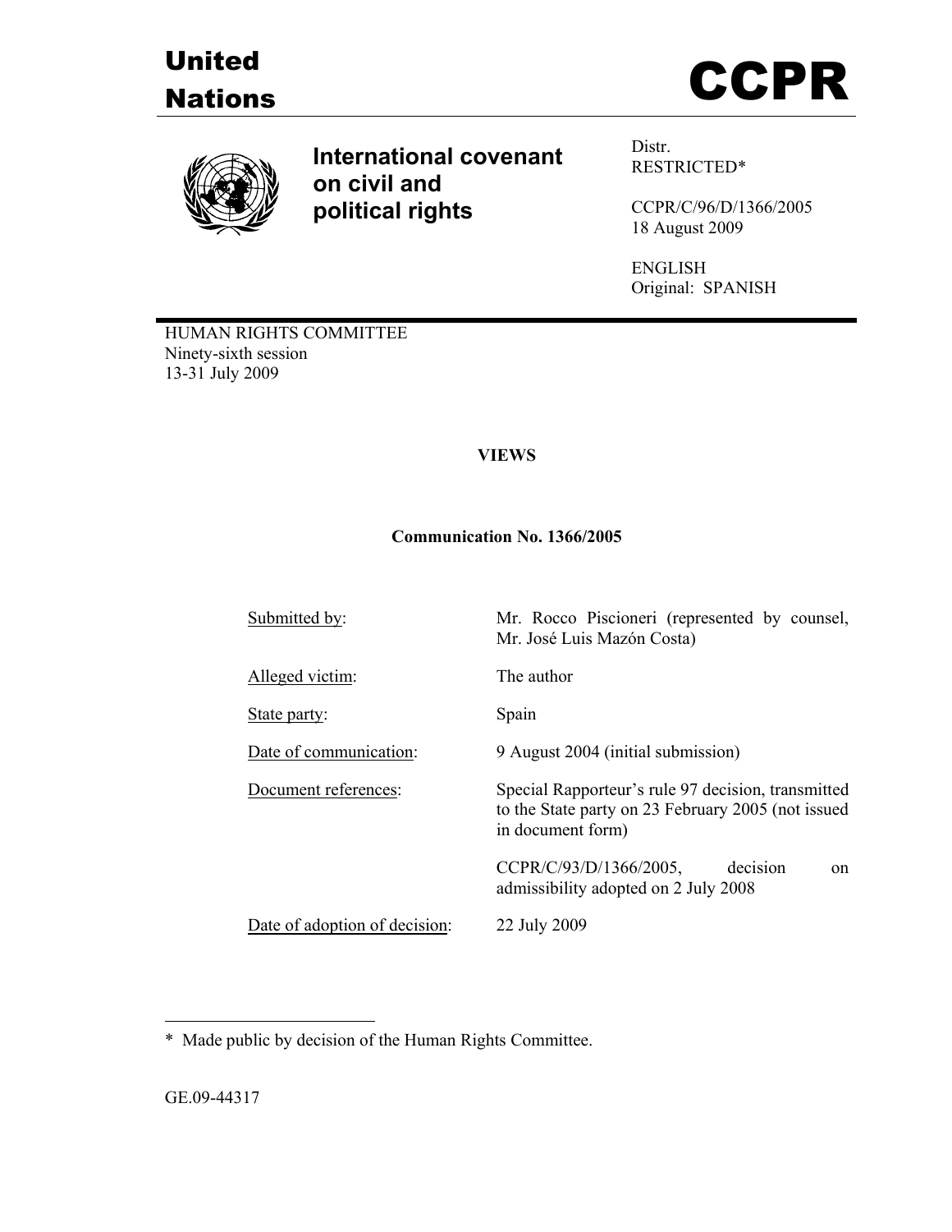# United Nations

# CCPR

## International covenant on civil and political rights

Distr.
RESTRICTED*

CCPR/C/96/D/1366/2005
18 August 2009

ENGLISH
Original: SPANISH

HUMAN RIGHTS COMMITTEE
Ninety-sixth session
13-31 July 2009

**VIEWS**

**Communication No. 1366/2005**

| | |
|---|---|
| Submitted by: | Mr. Rocco Piscioneri (represented by counsel, Mr. José Luis Mazón Costa) |
| Alleged victim: | The author |
| State party: | Spain |
| Date of communication: | 9 August 2004 (initial submission) |
| Document references: | Special Rapporteur's rule 97 decision, transmitted to the State party on 23 February 2005 (not issued in document form) |
| | CCPR/C/93/D/1366/2005, decision on admissibility adopted on 2 July 2008 |
| Date of adoption of decision: | 22 July 2009 |

---

\* Made public by decision of the Human Rights Committee.

GE.09-44317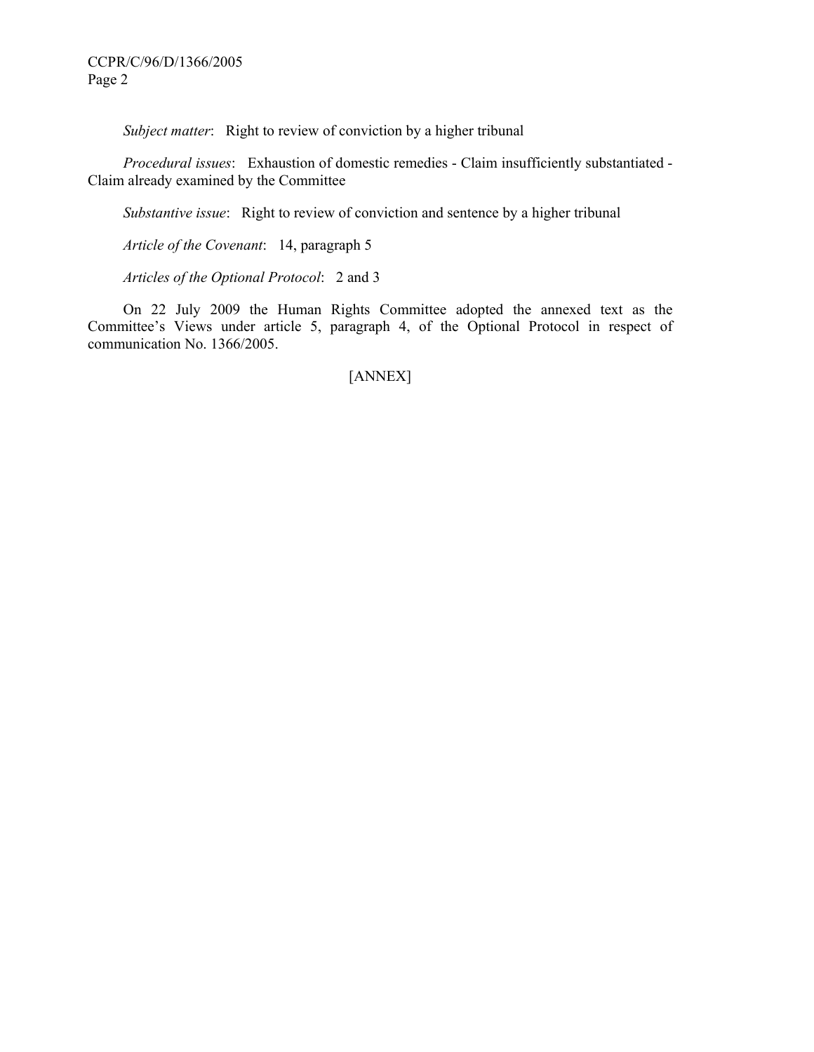*Subject matter*: Right to review of conviction by a higher tribunal

*Procedural issues*: Exhaustion of domestic remedies - Claim insufficiently substantiated - Claim already examined by the Committee

*Substantive issue*: Right to review of conviction and sentence by a higher tribunal

*Article of the Covenant*: 14, paragraph 5

*Articles of the Optional Protocol*: 2 and 3

On 22 July 2009 the Human Rights Committee adopted the annexed text as the Committee's Views under article 5, paragraph 4, of the Optional Protocol in respect of communication No. 1366/2005.

[ANNEX]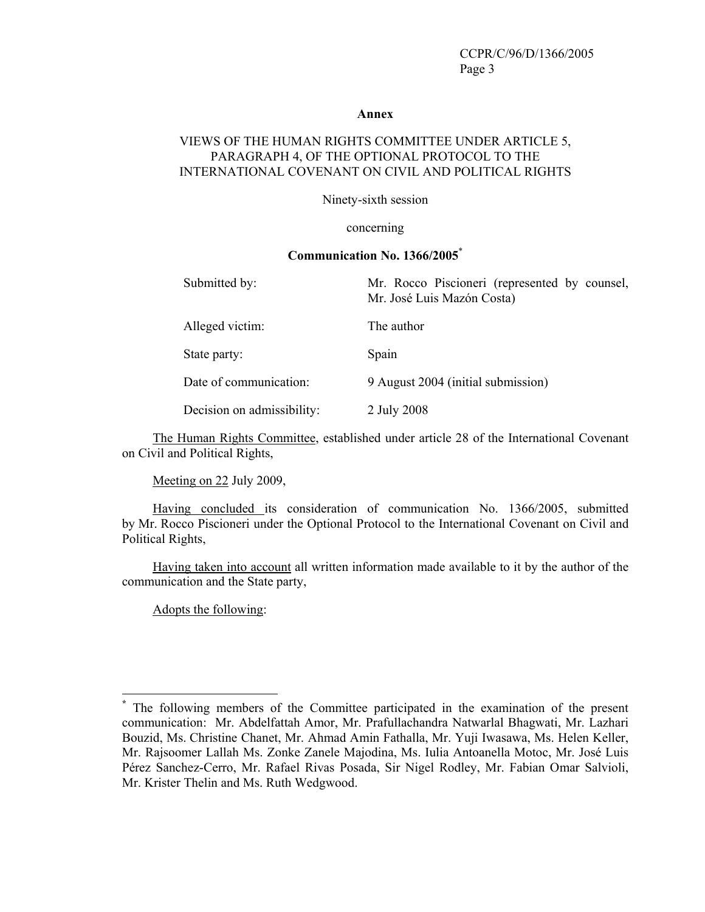**Annex**

VIEWS OF THE HUMAN RIGHTS COMMITTEE UNDER ARTICLE 5, PARAGRAPH 4, OF THE OPTIONAL PROTOCOL TO THE INTERNATIONAL COVENANT ON CIVIL AND POLITICAL RIGHTS

Ninety-sixth session

concerning

**Communication No. 1366/2005***

| | |
|---|---|
| Submitted by: | Mr. Rocco Piscioneri (represented by counsel, Mr. José Luis Mazón Costa) |
| Alleged victim: | The author |
| State party: | Spain |
| Date of communication: | 9 August 2004 (initial submission) |
| Decision on admissibility: | 2 July 2008 |

The Human Rights Committee, established under article 28 of the International Covenant on Civil and Political Rights,

Meeting on 22 July 2009,

Having concluded its consideration of communication No. 1366/2005, submitted by Mr. Rocco Piscioneri under the Optional Protocol to the International Covenant on Civil and Political Rights,

Having taken into account all written information made available to it by the author of the communication and the State party,

Adopts the following:

---

* The following members of the Committee participated in the examination of the present communication: Mr. Abdelfattah Amor, Mr. Prafullachandra Natwarlal Bhagwati, Mr. Lazhari Bouzid, Ms. Christine Chanet, Mr. Ahmad Amin Fathalla, Mr. Yuji Iwasawa, Ms. Helen Keller, Mr. Rajsoomer Lallah Ms. Zonke Zanele Majodina, Ms. Iulia Antoanella Motoc, Mr. José Luis Pérez Sanchez-Cerro, Mr. Rafael Rivas Posada, Sir Nigel Rodley, Mr. Fabian Omar Salvioli, Mr. Krister Thelin and Ms. Ruth Wedgwood.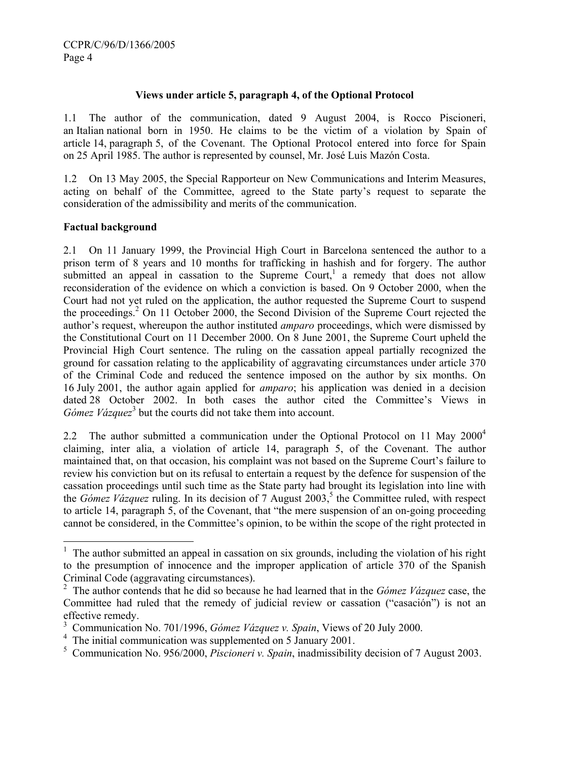### Views under article 5, paragraph 4, of the Optional Protocol

1.1 The author of the communication, dated 9 August 2004, is Rocco Piscioneri, an Italian national born in 1950. He claims to be the victim of a violation by Spain of article 14, paragraph 5, of the Covenant. The Optional Protocol entered into force for Spain on 25 April 1985. The author is represented by counsel, Mr. José Luis Mazón Costa.

1.2 On 13 May 2005, the Special Rapporteur on New Communications and Interim Measures, acting on behalf of the Committee, agreed to the State party's request to separate the consideration of the admissibility and merits of the communication.

**Factual background**

2.1 On 11 January 1999, the Provincial High Court in Barcelona sentenced the author to a prison term of 8 years and 10 months for trafficking in hashish and for forgery. The author submitted an appeal in cassation to the Supreme Court,[1] a remedy that does not allow reconsideration of the evidence on which a conviction is based. On 9 October 2000, when the Court had not yet ruled on the application, the author requested the Supreme Court to suspend the proceedings.[2] On 11 October 2000, the Second Division of the Supreme Court rejected the author's request, whereupon the author instituted *amparo* proceedings, which were dismissed by the Constitutional Court on 11 December 2000. On 8 June 2001, the Supreme Court upheld the Provincial High Court sentence. The ruling on the cassation appeal partially recognized the ground for cassation relating to the applicability of aggravating circumstances under article 370 of the Criminal Code and reduced the sentence imposed on the author by six months. On 16 July 2001, the author again applied for *amparo*; his application was denied in a decision dated 28 October 2002. In both cases the author cited the Committee's Views in *Gómez Vázquez*[3] but the courts did not take them into account.

2.2 The author submitted a communication under the Optional Protocol on 11 May 2000[4] claiming, inter alia, a violation of article 14, paragraph 5, of the Covenant. The author maintained that, on that occasion, his complaint was not based on the Supreme Court's failure to review his conviction but on its refusal to entertain a request by the defence for suspension of the cassation proceedings until such time as the State party had brought its legislation into line with the *Gómez Vázquez* ruling. In its decision of 7 August 2003,[5] the Committee ruled, with respect to article 14, paragraph 5, of the Covenant, that "the mere suspension of an on-going proceeding cannot be considered, in the Committee's opinion, to be within the scope of the right protected in

---

[1] The author submitted an appeal in cassation on six grounds, including the violation of his right to the presumption of innocence and the improper application of article 370 of the Spanish Criminal Code (aggravating circumstances).

[2] The author contends that he did so because he had learned that in the *Gómez Vázquez* case, the Committee had ruled that the remedy of judicial review or cassation ("casación") is not an effective remedy.

[3] Communication No. 701/1996, *Gómez Vázquez v. Spain*, Views of 20 July 2000.

[4] The initial communication was supplemented on 5 January 2001.

[5] Communication No. 956/2000, *Piscioneri v. Spain*, inadmissibility decision of 7 August 2003.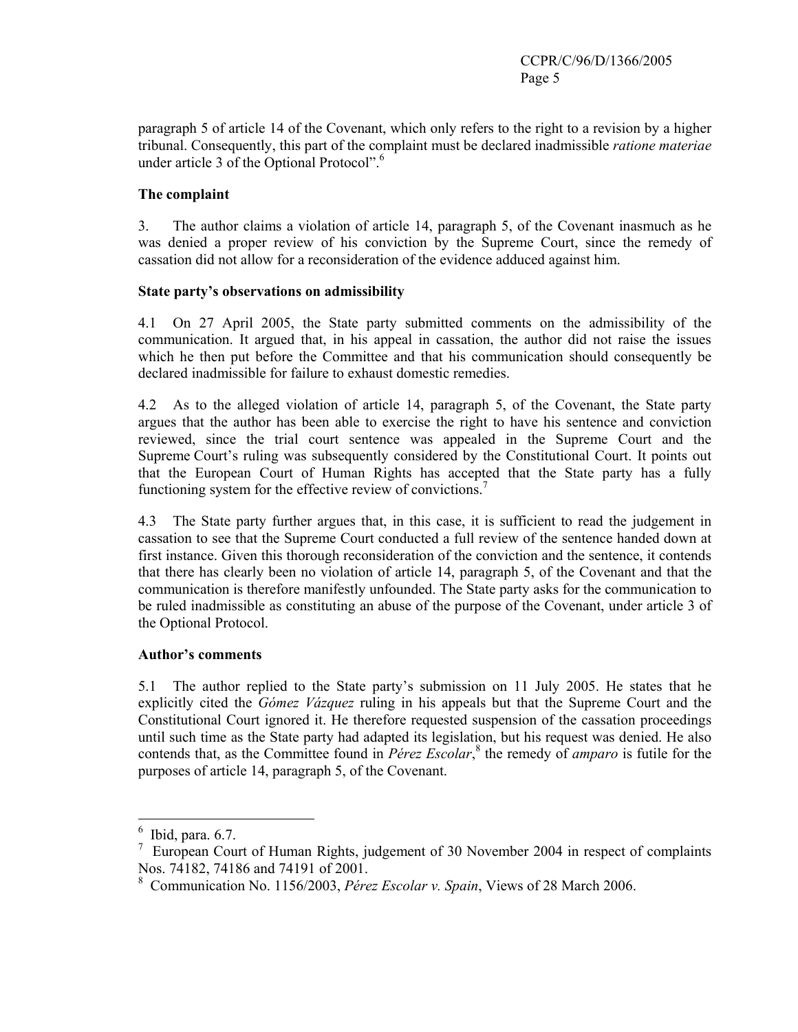paragraph 5 of article 14 of the Covenant, which only refers to the right to a revision by a higher tribunal. Consequently, this part of the complaint must be declared inadmissible *ratione materiae* under article 3 of the Optional Protocol".[6]

**The complaint**

3. The author claims a violation of article 14, paragraph 5, of the Covenant inasmuch as he was denied a proper review of his conviction by the Supreme Court, since the remedy of cassation did not allow for a reconsideration of the evidence adduced against him.

**State party's observations on admissibility**

4.1 On 27 April 2005, the State party submitted comments on the admissibility of the communication. It argued that, in his appeal in cassation, the author did not raise the issues which he then put before the Committee and that his communication should consequently be declared inadmissible for failure to exhaust domestic remedies.

4.2 As to the alleged violation of article 14, paragraph 5, of the Covenant, the State party argues that the author has been able to exercise the right to have his sentence and conviction reviewed, since the trial court sentence was appealed in the Supreme Court and the Supreme Court's ruling was subsequently considered by the Constitutional Court. It points out that the European Court of Human Rights has accepted that the State party has a fully functioning system for the effective review of convictions.[7]

4.3 The State party further argues that, in this case, it is sufficient to read the judgement in cassation to see that the Supreme Court conducted a full review of the sentence handed down at first instance. Given this thorough reconsideration of the conviction and the sentence, it contends that there has clearly been no violation of article 14, paragraph 5, of the Covenant and that the communication is therefore manifestly unfounded. The State party asks for the communication to be ruled inadmissible as constituting an abuse of the purpose of the Covenant, under article 3 of the Optional Protocol.

**Author's comments**

5.1 The author replied to the State party's submission on 11 July 2005. He states that he explicitly cited the *Gómez Vázquez* ruling in his appeals but that the Supreme Court and the Constitutional Court ignored it. He therefore requested suspension of the cassation proceedings until such time as the State party had adapted its legislation, but his request was denied. He also contends that, as the Committee found in *Pérez Escolar*,[8] the remedy of *amparo* is futile for the purposes of article 14, paragraph 5, of the Covenant.

---

[6] Ibid, para. 6.7.

[7] European Court of Human Rights, judgement of 30 November 2004 in respect of complaints Nos. 74182, 74186 and 74191 of 2001.

[8] Communication No. 1156/2003, *Pérez Escolar v. Spain*, Views of 28 March 2006.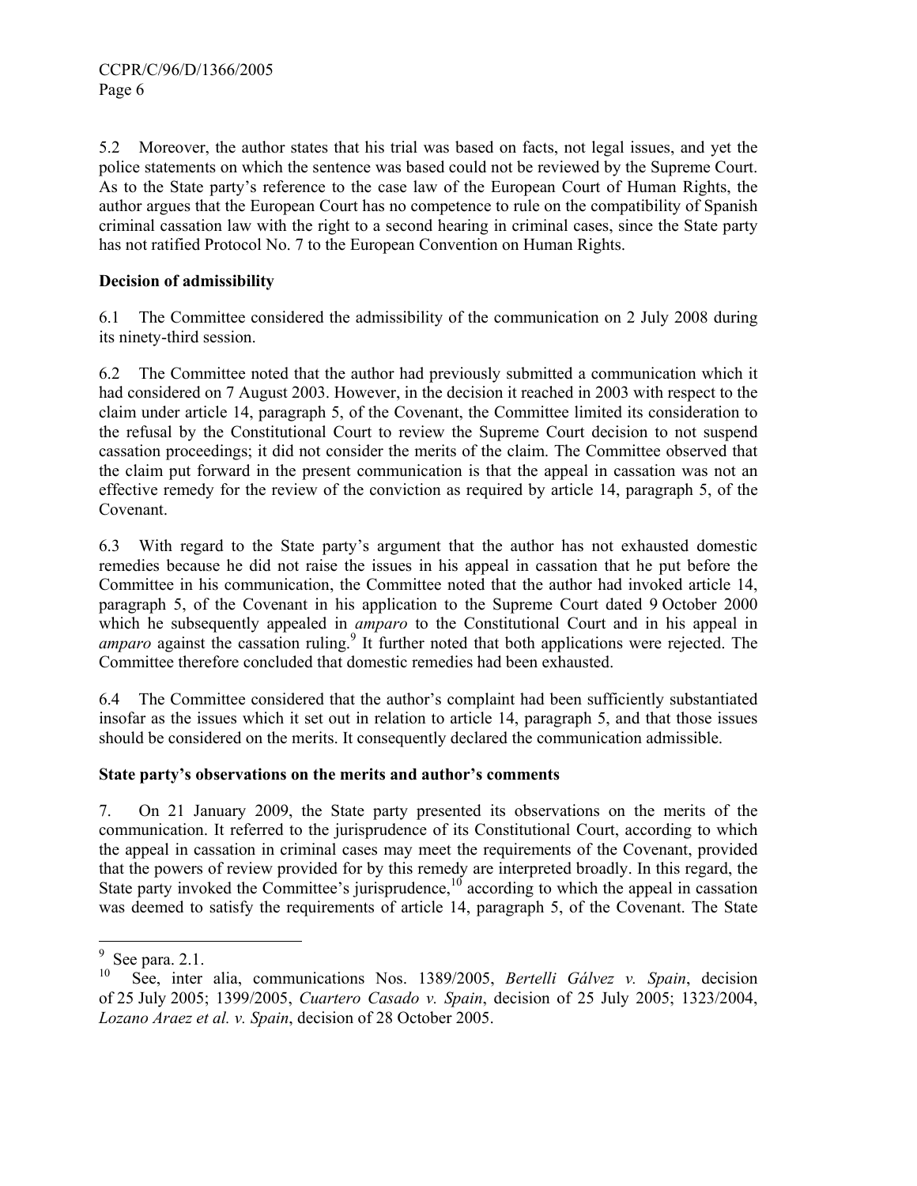5.2 Moreover, the author states that his trial was based on facts, not legal issues, and yet the police statements on which the sentence was based could not be reviewed by the Supreme Court. As to the State party's reference to the case law of the European Court of Human Rights, the author argues that the European Court has no competence to rule on the compatibility of Spanish criminal cassation law with the right to a second hearing in criminal cases, since the State party has not ratified Protocol No. 7 to the European Convention on Human Rights.

**Decision of admissibility**

6.1 The Committee considered the admissibility of the communication on 2 July 2008 during its ninety-third session.

6.2 The Committee noted that the author had previously submitted a communication which it had considered on 7 August 2003. However, in the decision it reached in 2003 with respect to the claim under article 14, paragraph 5, of the Covenant, the Committee limited its consideration to the refusal by the Constitutional Court to review the Supreme Court decision to not suspend cassation proceedings; it did not consider the merits of the claim. The Committee observed that the claim put forward in the present communication is that the appeal in cassation was not an effective remedy for the review of the conviction as required by article 14, paragraph 5, of the Covenant.

6.3 With regard to the State party's argument that the author has not exhausted domestic remedies because he did not raise the issues in his appeal in cassation that he put before the Committee in his communication, the Committee noted that the author had invoked article 14, paragraph 5, of the Covenant in his application to the Supreme Court dated 9 October 2000 which he subsequently appealed in *amparo* to the Constitutional Court and in his appeal in *amparo* against the cassation ruling.[9] It further noted that both applications were rejected. The Committee therefore concluded that domestic remedies had been exhausted.

6.4 The Committee considered that the author's complaint had been sufficiently substantiated insofar as the issues which it set out in relation to article 14, paragraph 5, and that those issues should be considered on the merits. It consequently declared the communication admissible.

**State party's observations on the merits and author's comments**

7. On 21 January 2009, the State party presented its observations on the merits of the communication. It referred to the jurisprudence of its Constitutional Court, according to which the appeal in cassation in criminal cases may meet the requirements of the Covenant, provided that the powers of review provided for by this remedy are interpreted broadly. In this regard, the State party invoked the Committee's jurisprudence,[10] according to which the appeal in cassation was deemed to satisfy the requirements of article 14, paragraph 5, of the Covenant. The State

---

[9] See para. 2.1.

[10] See, inter alia, communications Nos. 1389/2005, *Bertelli Gálvez v. Spain*, decision of 25 July 2005; 1399/2005, *Cuartero Casado v. Spain*, decision of 25 July 2005; 1323/2004, *Lozano Araez et al. v. Spain*, decision of 28 October 2005.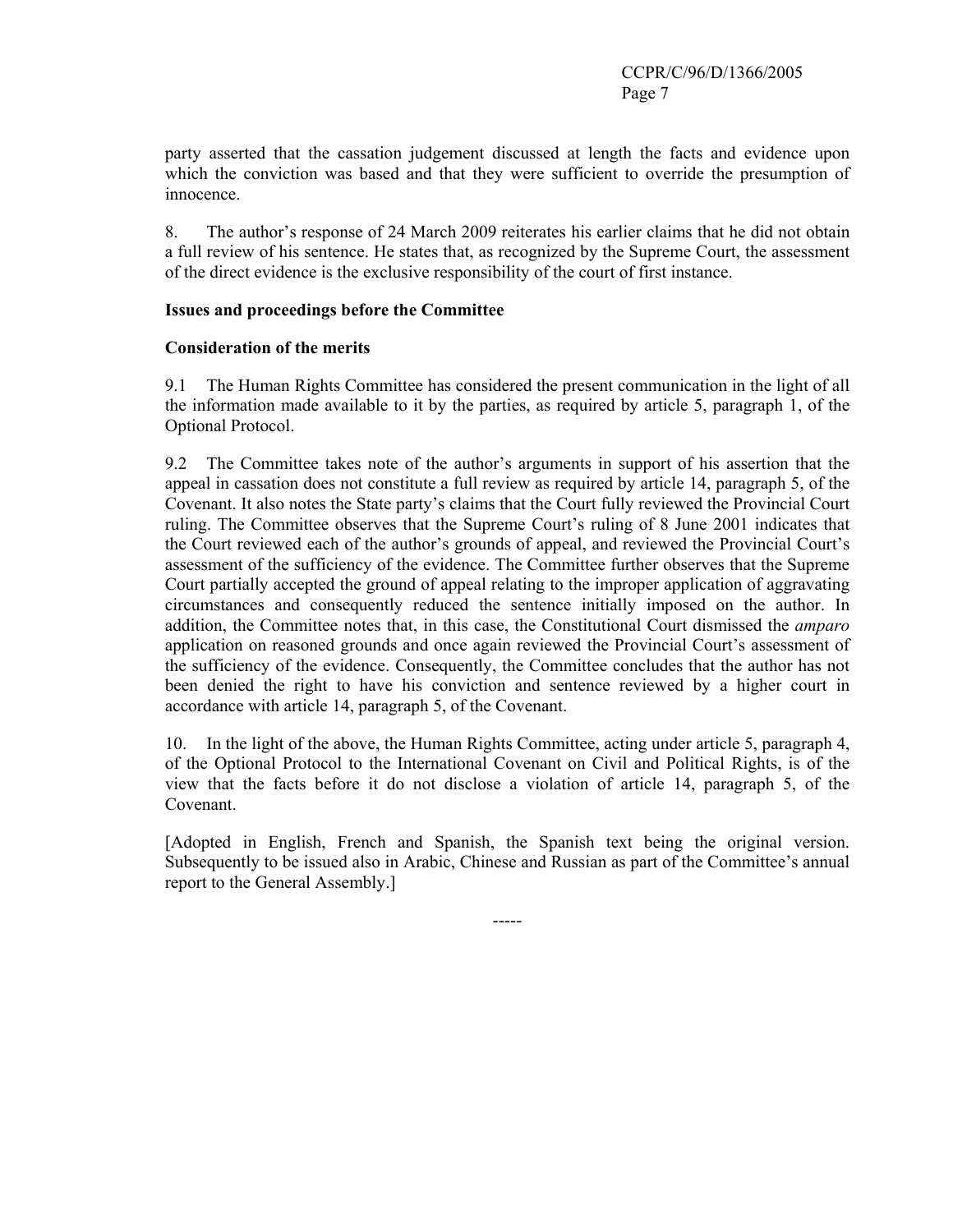party asserted that the cassation judgement discussed at length the facts and evidence upon which the conviction was based and that they were sufficient to override the presumption of innocence.

8. The author's response of 24 March 2009 reiterates his earlier claims that he did not obtain a full review of his sentence. He states that, as recognized by the Supreme Court, the assessment of the direct evidence is the exclusive responsibility of the court of first instance.

**Issues and proceedings before the Committee**

**Consideration of the merits**

9.1 The Human Rights Committee has considered the present communication in the light of all the information made available to it by the parties, as required by article 5, paragraph 1, of the Optional Protocol.

9.2 The Committee takes note of the author's arguments in support of his assertion that the appeal in cassation does not constitute a full review as required by article 14, paragraph 5, of the Covenant. It also notes the State party's claims that the Court fully reviewed the Provincial Court ruling. The Committee observes that the Supreme Court's ruling of 8 June 2001 indicates that the Court reviewed each of the author's grounds of appeal, and reviewed the Provincial Court's assessment of the sufficiency of the evidence. The Committee further observes that the Supreme Court partially accepted the ground of appeal relating to the improper application of aggravating circumstances and consequently reduced the sentence initially imposed on the author. In addition, the Committee notes that, in this case, the Constitutional Court dismissed the *amparo* application on reasoned grounds and once again reviewed the Provincial Court's assessment of the sufficiency of the evidence. Consequently, the Committee concludes that the author has not been denied the right to have his conviction and sentence reviewed by a higher court in accordance with article 14, paragraph 5, of the Covenant.

10. In the light of the above, the Human Rights Committee, acting under article 5, paragraph 4, of the Optional Protocol to the International Covenant on Civil and Political Rights, is of the view that the facts before it do not disclose a violation of article 14, paragraph 5, of the Covenant.

[Adopted in English, French and Spanish, the Spanish text being the original version. Subsequently to be issued also in Arabic, Chinese and Russian as part of the Committee's annual report to the General Assembly.]

-----